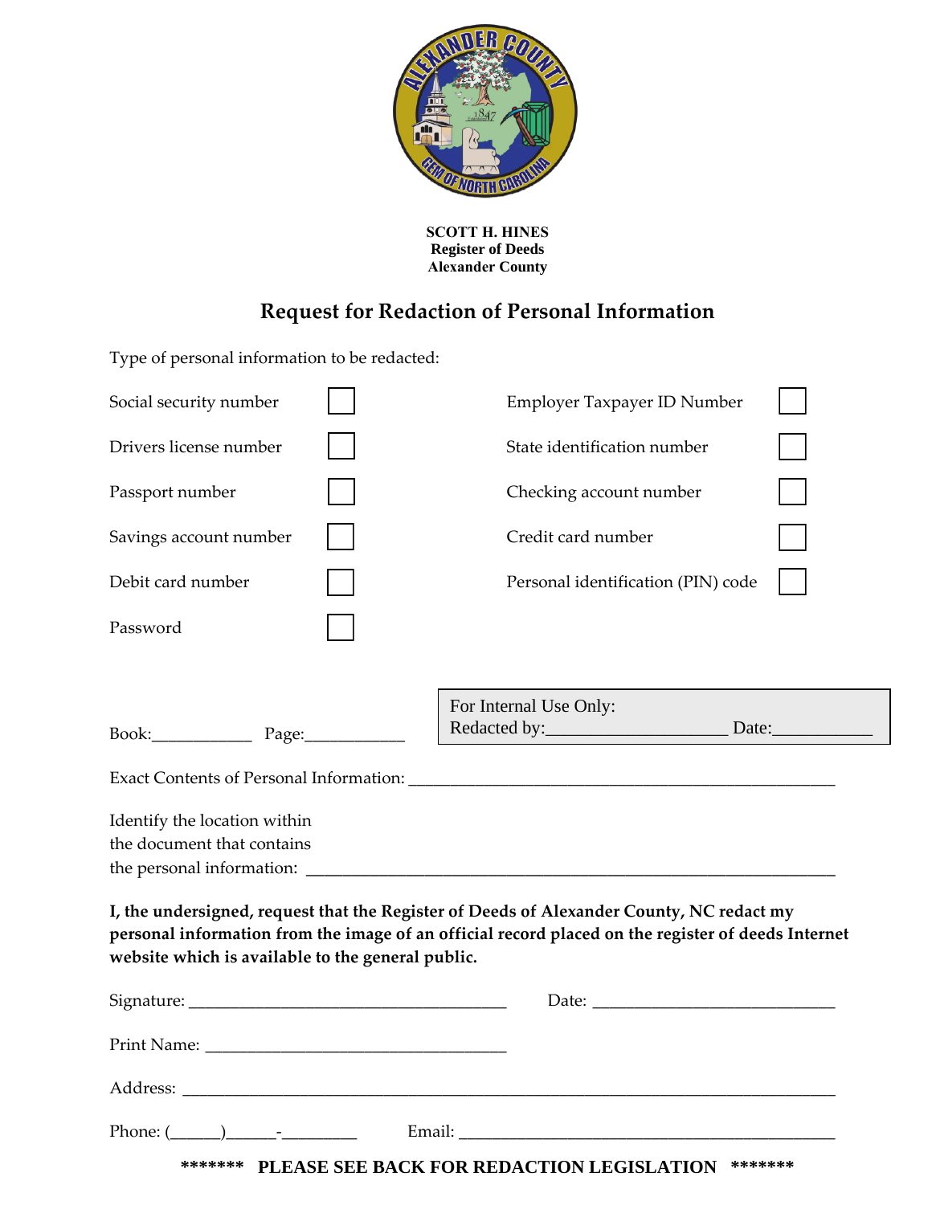**SCOTT H. HINES**
**Register of Deeds**
**Alexander County**

## Request for Redaction of Personal Information

Type of personal information to be redacted:

| | | | |
|---|---|---|---|
| Social security number | ☐ | Employer Taxpayer ID Number | ☐ |
| Drivers license number | ☐ | State identification number | ☐ |
| Passport number | ☐ | Checking account number | ☐ |
| Savings account number | ☐ | Credit card number | ☐ |
| Debit card number | ☐ | Personal identification (PIN) code | ☐ |
| Password | ☐ | | |

Book:___________ Page:___________

> For Internal Use Only:
> Redacted by:____________________ Date:___________

Exact Contents of Personal Information: ________________________________________________

Identify the location within the document that contains the personal information: ________________________________________________

**I, the undersigned, request that the Register of Deeds of Alexander County, NC redact my personal information from the image of an official record placed on the register of deeds Internet website which is available to the general public.**

Signature: ____________________________________ Date: ____________________________

Print Name: __________________________________

Address: ________________________________________________________________________

Phone: (______)______-________ Email: ____________________________________________

**\*\*\*\*\*\*\* PLEASE SEE BACK FOR REDACTION LEGISLATION \*\*\*\*\*\*\***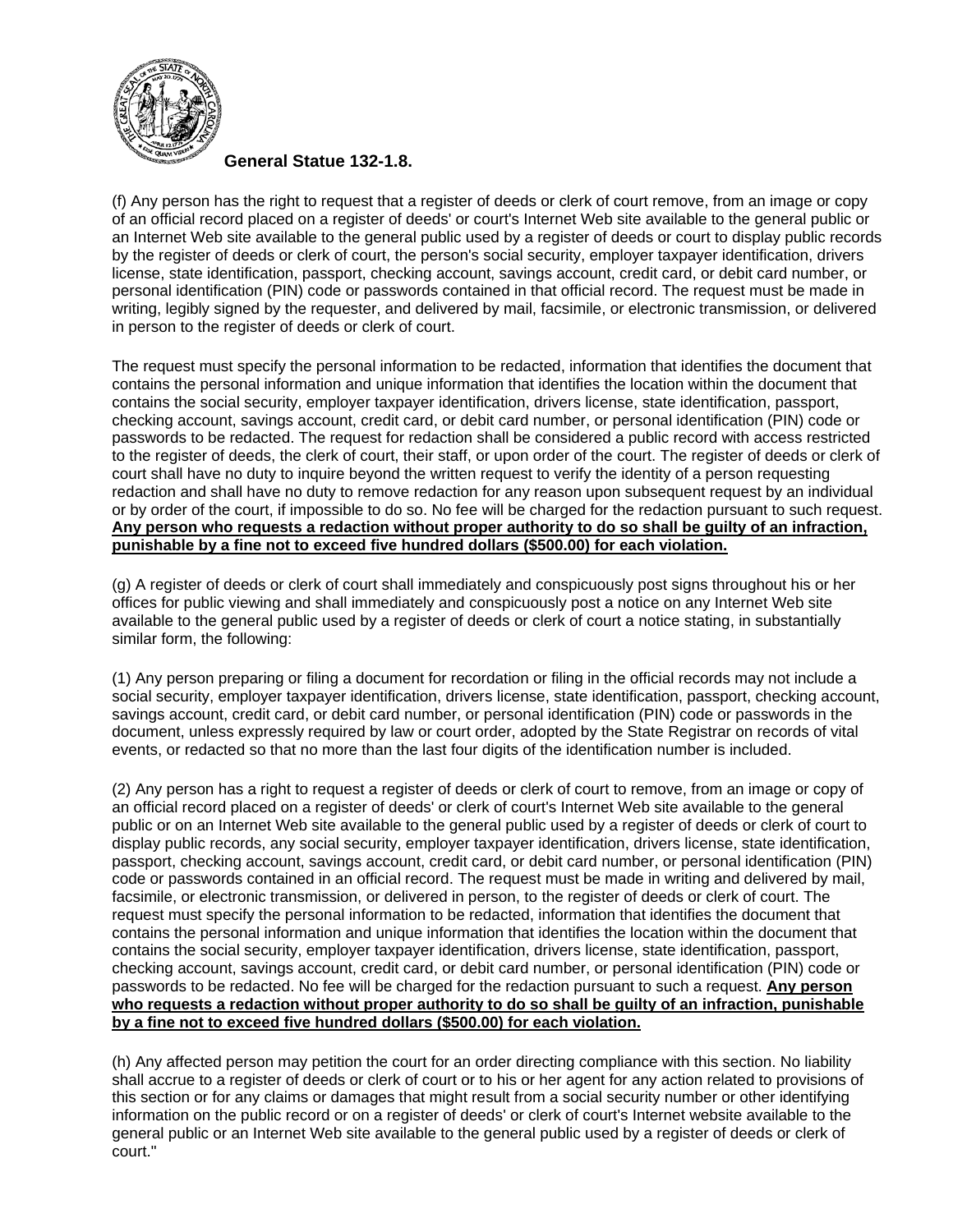## General Statue 132-1.8.

(f) Any person has the right to request that a register of deeds or clerk of court remove, from an image or copy of an official record placed on a register of deeds' or court's Internet Web site available to the general public or an Internet Web site available to the general public used by a register of deeds or court to display public records by the register of deeds or clerk of court, the person's social security, employer taxpayer identification, drivers license, state identification, passport, checking account, savings account, credit card, or debit card number, or personal identification (PIN) code or passwords contained in that official record. The request must be made in writing, legibly signed by the requester, and delivered by mail, facsimile, or electronic transmission, or delivered in person to the register of deeds or clerk of court.

The request must specify the personal information to be redacted, information that identifies the document that contains the personal information and unique information that identifies the location within the document that contains the social security, employer taxpayer identification, drivers license, state identification, passport, checking account, savings account, credit card, or debit card number, or personal identification (PIN) code or passwords to be redacted. The request for redaction shall be considered a public record with access restricted to the register of deeds, the clerk of court, their staff, or upon order of the court. The register of deeds or clerk of court shall have no duty to inquire beyond the written request to verify the identity of a person requesting redaction and shall have no duty to remove redaction for any reason upon subsequent request by an individual or by order of the court, if impossible to do so. No fee will be charged for the redaction pursuant to such request. **Any person who requests a redaction without proper authority to do so shall be guilty of an infraction, punishable by a fine not to exceed five hundred dollars ($500.00) for each violation.**

(g) A register of deeds or clerk of court shall immediately and conspicuously post signs throughout his or her offices for public viewing and shall immediately and conspicuously post a notice on any Internet Web site available to the general public used by a register of deeds or clerk of court a notice stating, in substantially similar form, the following:

(1) Any person preparing or filing a document for recordation or filing in the official records may not include a social security, employer taxpayer identification, drivers license, state identification, passport, checking account, savings account, credit card, or debit card number, or personal identification (PIN) code or passwords in the document, unless expressly required by law or court order, adopted by the State Registrar on records of vital events, or redacted so that no more than the last four digits of the identification number is included.

(2) Any person has a right to request a register of deeds or clerk of court to remove, from an image or copy of an official record placed on a register of deeds' or clerk of court's Internet Web site available to the general public or on an Internet Web site available to the general public used by a register of deeds or clerk of court to display public records, any social security, employer taxpayer identification, drivers license, state identification, passport, checking account, savings account, credit card, or debit card number, or personal identification (PIN) code or passwords contained in an official record. The request must be made in writing and delivered by mail, facsimile, or electronic transmission, or delivered in person, to the register of deeds or clerk of court. The request must specify the personal information to be redacted, information that identifies the document that contains the personal information and unique information that identifies the location within the document that contains the social security, employer taxpayer identification, drivers license, state identification, passport, checking account, savings account, credit card, or debit card number, or personal identification (PIN) code or passwords to be redacted. No fee will be charged for the redaction pursuant to such a request. **Any person who requests a redaction without proper authority to do so shall be guilty of an infraction, punishable by a fine not to exceed five hundred dollars ($500.00) for each violation.**

(h) Any affected person may petition the court for an order directing compliance with this section. No liability shall accrue to a register of deeds or clerk of court or to his or her agent for any action related to provisions of this section or for any claims or damages that might result from a social security number or other identifying information on the public record or on a register of deeds' or clerk of court's Internet website available to the general public or an Internet Web site available to the general public used by a register of deeds or clerk of court."